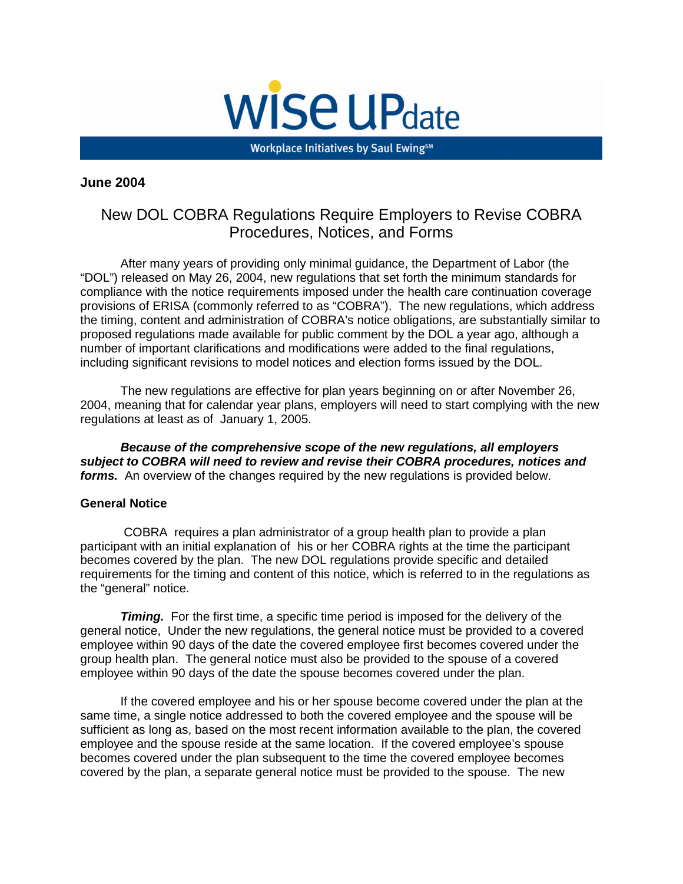# WISE UPdate

Workplace Initiatives by Saul Ewing℠

**June 2004**

## New DOL COBRA Regulations Require Employers to Revise COBRA Procedures, Notices, and Forms

After many years of providing only minimal guidance, the Department of Labor (the "DOL") released on May 26, 2004, new regulations that set forth the minimum standards for compliance with the notice requirements imposed under the health care continuation coverage provisions of ERISA (commonly referred to as "COBRA"). The new regulations, which address the timing, content and administration of COBRA's notice obligations, are substantially similar to proposed regulations made available for public comment by the DOL a year ago, although a number of important clarifications and modifications were added to the final regulations, including significant revisions to model notices and election forms issued by the DOL.

The new regulations are effective for plan years beginning on or after November 26, 2004, meaning that for calendar year plans, employers will need to start complying with the new regulations at least as of January 1, 2005.

***Because of the comprehensive scope of the new regulations, all employers subject to COBRA will need to review and revise their COBRA procedures, notices and forms.*** An overview of the changes required by the new regulations is provided below.

### General Notice

COBRA requires a plan administrator of a group health plan to provide a plan participant with an initial explanation of his or her COBRA rights at the time the participant becomes covered by the plan. The new DOL regulations provide specific and detailed requirements for the timing and content of this notice, which is referred to in the regulations as the "general" notice.

***Timing.*** For the first time, a specific time period is imposed for the delivery of the general notice, Under the new regulations, the general notice must be provided to a covered employee within 90 days of the date the covered employee first becomes covered under the group health plan. The general notice must also be provided to the spouse of a covered employee within 90 days of the date the spouse becomes covered under the plan.

If the covered employee and his or her spouse become covered under the plan at the same time, a single notice addressed to both the covered employee and the spouse will be sufficient as long as, based on the most recent information available to the plan, the covered employee and the spouse reside at the same location. If the covered employee's spouse becomes covered under the plan subsequent to the time the covered employee becomes covered by the plan, a separate general notice must be provided to the spouse. The new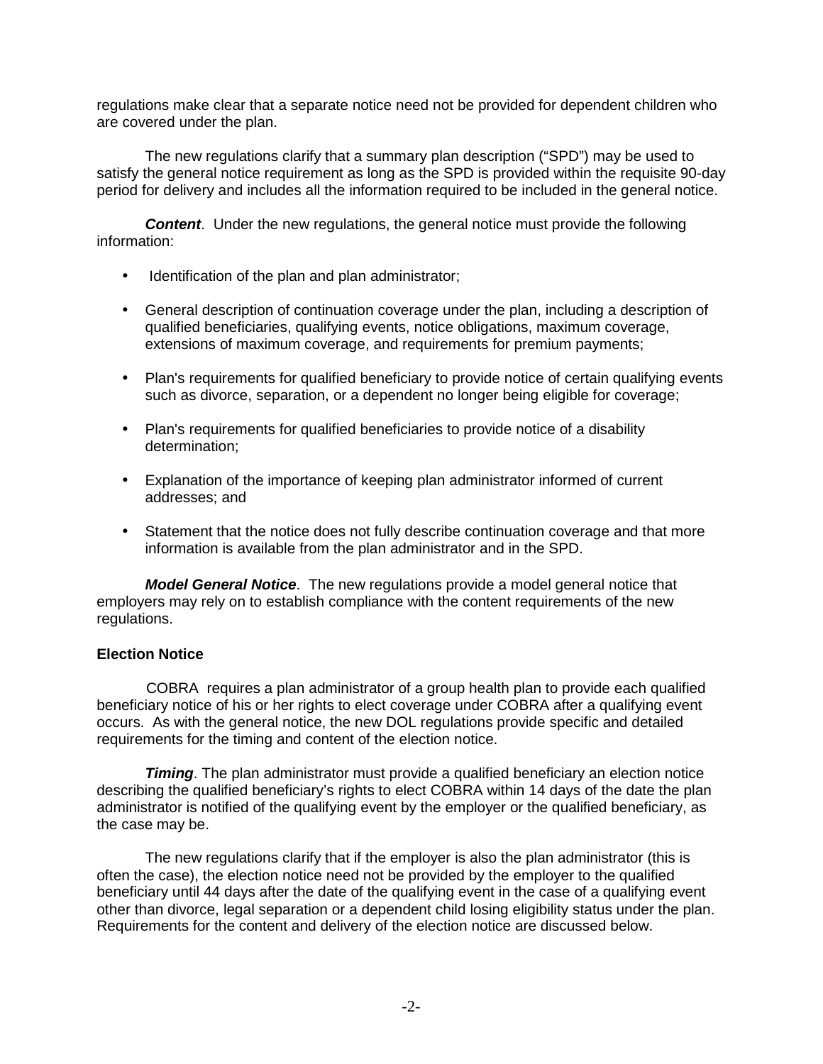regulations make clear that a separate notice need not be provided for dependent children who are covered under the plan.

The new regulations clarify that a summary plan description ("SPD") may be used to satisfy the general notice requirement as long as the SPD is provided within the requisite 90-day period for delivery and includes all the information required to be included in the general notice.

***Content***. Under the new regulations, the general notice must provide the following information:

- Identification of the plan and plan administrator;
- General description of continuation coverage under the plan, including a description of qualified beneficiaries, qualifying events, notice obligations, maximum coverage, extensions of maximum coverage, and requirements for premium payments;
- Plan's requirements for qualified beneficiary to provide notice of certain qualifying events such as divorce, separation, or a dependent no longer being eligible for coverage;
- Plan's requirements for qualified beneficiaries to provide notice of a disability determination;
- Explanation of the importance of keeping plan administrator informed of current addresses; and
- Statement that the notice does not fully describe continuation coverage and that more information is available from the plan administrator and in the SPD.

***Model General Notice***. The new regulations provide a model general notice that employers may rely on to establish compliance with the content requirements of the new regulations.

**Election Notice**

COBRA requires a plan administrator of a group health plan to provide each qualified beneficiary notice of his or her rights to elect coverage under COBRA after a qualifying event occurs. As with the general notice, the new DOL regulations provide specific and detailed requirements for the timing and content of the election notice.

***Timing***. The plan administrator must provide a qualified beneficiary an election notice describing the qualified beneficiary's rights to elect COBRA within 14 days of the date the plan administrator is notified of the qualifying event by the employer or the qualified beneficiary, as the case may be.

The new regulations clarify that if the employer is also the plan administrator (this is often the case), the election notice need not be provided by the employer to the qualified beneficiary until 44 days after the date of the qualifying event in the case of a qualifying event other than divorce, legal separation or a dependent child losing eligibility status under the plan. Requirements for the content and delivery of the election notice are discussed below.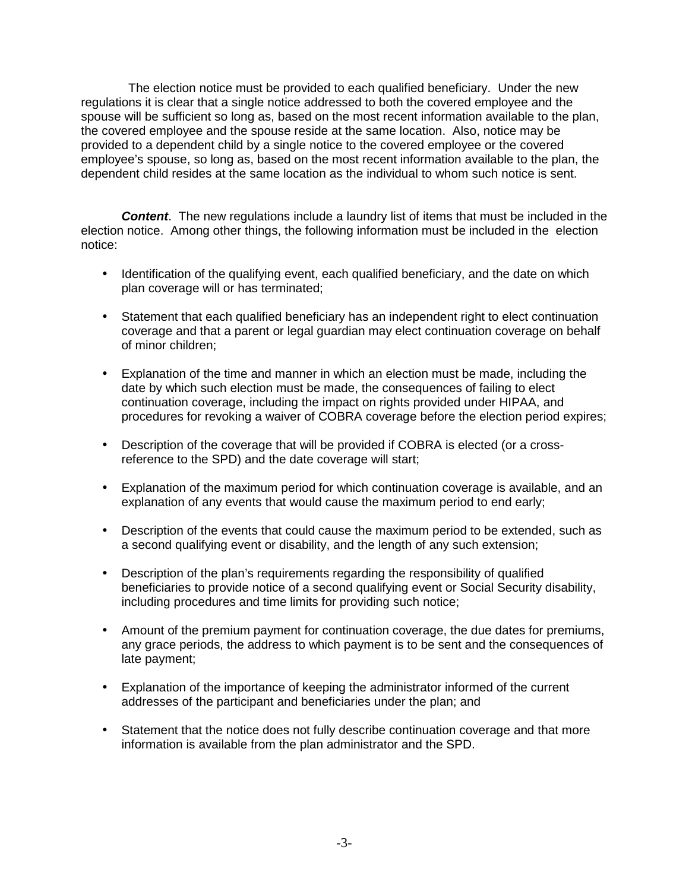The election notice must be provided to each qualified beneficiary. Under the new regulations it is clear that a single notice addressed to both the covered employee and the spouse will be sufficient so long as, based on the most recent information available to the plan, the covered employee and the spouse reside at the same location. Also, notice may be provided to a dependent child by a single notice to the covered employee or the covered employee's spouse, so long as, based on the most recent information available to the plan, the dependent child resides at the same location as the individual to whom such notice is sent.

***Content***. The new regulations include a laundry list of items that must be included in the election notice. Among other things, the following information must be included in the election notice:

- Identification of the qualifying event, each qualified beneficiary, and the date on which plan coverage will or has terminated;
- Statement that each qualified beneficiary has an independent right to elect continuation coverage and that a parent or legal guardian may elect continuation coverage on behalf of minor children;
- Explanation of the time and manner in which an election must be made, including the date by which such election must be made, the consequences of failing to elect continuation coverage, including the impact on rights provided under HIPAA, and procedures for revoking a waiver of COBRA coverage before the election period expires;
- Description of the coverage that will be provided if COBRA is elected (or a cross-reference to the SPD) and the date coverage will start;
- Explanation of the maximum period for which continuation coverage is available, and an explanation of any events that would cause the maximum period to end early;
- Description of the events that could cause the maximum period to be extended, such as a second qualifying event or disability, and the length of any such extension;
- Description of the plan's requirements regarding the responsibility of qualified beneficiaries to provide notice of a second qualifying event or Social Security disability, including procedures and time limits for providing such notice;
- Amount of the premium payment for continuation coverage, the due dates for premiums, any grace periods, the address to which payment is to be sent and the consequences of late payment;
- Explanation of the importance of keeping the administrator informed of the current addresses of the participant and beneficiaries under the plan; and
- Statement that the notice does not fully describe continuation coverage and that more information is available from the plan administrator and the SPD.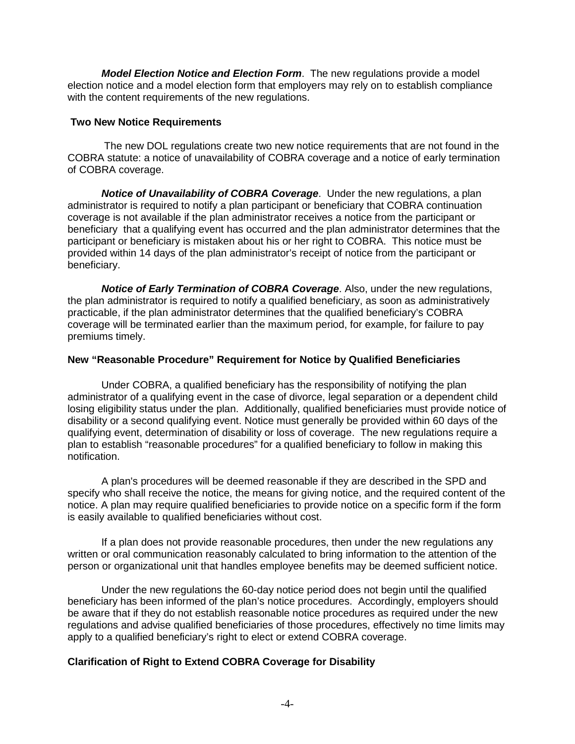***Model Election Notice and Election Form***. The new regulations provide a model election notice and a model election form that employers may rely on to establish compliance with the content requirements of the new regulations.

**Two New Notice Requirements**

The new DOL regulations create two new notice requirements that are not found in the COBRA statute: a notice of unavailability of COBRA coverage and a notice of early termination of COBRA coverage.

***Notice of Unavailability of COBRA Coverage***. Under the new regulations, a plan administrator is required to notify a plan participant or beneficiary that COBRA continuation coverage is not available if the plan administrator receives a notice from the participant or beneficiary that a qualifying event has occurred and the plan administrator determines that the participant or beneficiary is mistaken about his or her right to COBRA. This notice must be provided within 14 days of the plan administrator's receipt of notice from the participant or beneficiary.

***Notice of Early Termination of COBRA Coverage***. Also, under the new regulations, the plan administrator is required to notify a qualified beneficiary, as soon as administratively practicable, if the plan administrator determines that the qualified beneficiary's COBRA coverage will be terminated earlier than the maximum period, for example, for failure to pay premiums timely.

**New "Reasonable Procedure" Requirement for Notice by Qualified Beneficiaries**

Under COBRA, a qualified beneficiary has the responsibility of notifying the plan administrator of a qualifying event in the case of divorce, legal separation or a dependent child losing eligibility status under the plan. Additionally, qualified beneficiaries must provide notice of disability or a second qualifying event. Notice must generally be provided within 60 days of the qualifying event, determination of disability or loss of coverage. The new regulations require a plan to establish "reasonable procedures" for a qualified beneficiary to follow in making this notification.

A plan's procedures will be deemed reasonable if they are described in the SPD and specify who shall receive the notice, the means for giving notice, and the required content of the notice. A plan may require qualified beneficiaries to provide notice on a specific form if the form is easily available to qualified beneficiaries without cost.

If a plan does not provide reasonable procedures, then under the new regulations any written or oral communication reasonably calculated to bring information to the attention of the person or organizational unit that handles employee benefits may be deemed sufficient notice.

Under the new regulations the 60-day notice period does not begin until the qualified beneficiary has been informed of the plan's notice procedures. Accordingly, employers should be aware that if they do not establish reasonable notice procedures as required under the new regulations and advise qualified beneficiaries of those procedures, effectively no time limits may apply to a qualified beneficiary's right to elect or extend COBRA coverage.

**Clarification of Right to Extend COBRA Coverage for Disability**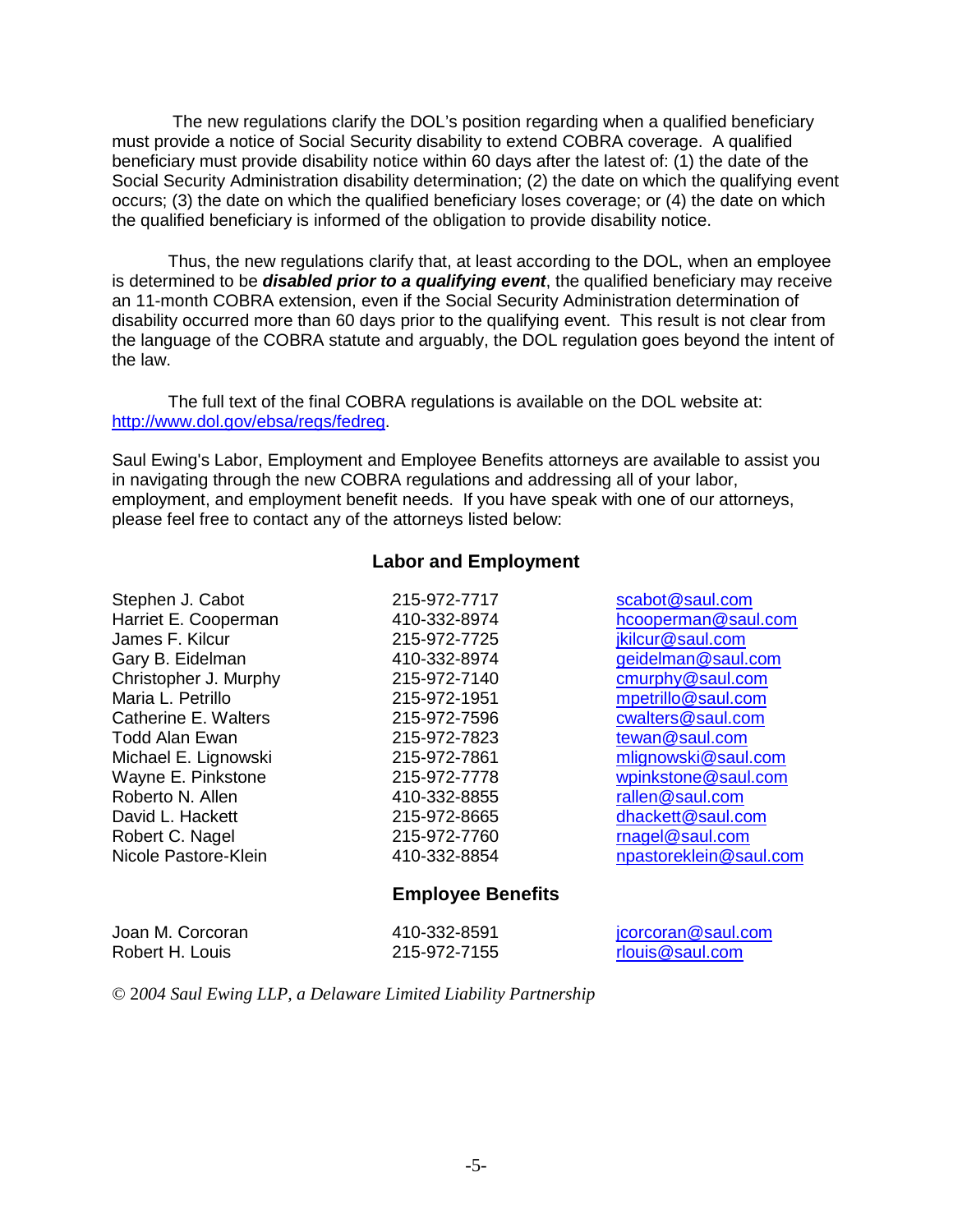The new regulations clarify the DOL's position regarding when a qualified beneficiary must provide a notice of Social Security disability to extend COBRA coverage. A qualified beneficiary must provide disability notice within 60 days after the latest of: (1) the date of the Social Security Administration disability determination; (2) the date on which the qualifying event occurs; (3) the date on which the qualified beneficiary loses coverage; or (4) the date on which the qualified beneficiary is informed of the obligation to provide disability notice.

Thus, the new regulations clarify that, at least according to the DOL, when an employee is determined to be ***disabled prior to a qualifying event***, the qualified beneficiary may receive an 11-month COBRA extension, even if the Social Security Administration determination of disability occurred more than 60 days prior to the qualifying event. This result is not clear from the language of the COBRA statute and arguably, the DOL regulation goes beyond the intent of the law.

The full text of the final COBRA regulations is available on the DOL website at: http://www.dol.gov/ebsa/regs/fedreg.

Saul Ewing's Labor, Employment and Employee Benefits attorneys are available to assist you in navigating through the new COBRA regulations and addressing all of your labor, employment, and employment benefit needs. If you have speak with one of our attorneys, please feel free to contact any of the attorneys listed below:

## Labor and Employment

| | | |
|---|---|---|
| Stephen J. Cabot | 215-972-7717 | scabot@saul.com |
| Harriet E. Cooperman | 410-332-8974 | hcooperman@saul.com |
| James F. Kilcur | 215-972-7725 | jkilcur@saul.com |
| Gary B. Eidelman | 410-332-8974 | geidelman@saul.com |
| Christopher J. Murphy | 215-972-7140 | cmurphy@saul.com |
| Maria L. Petrillo | 215-972-1951 | mpetrillo@saul.com |
| Catherine E. Walters | 215-972-7596 | cwalters@saul.com |
| Todd Alan Ewan | 215-972-7823 | tewan@saul.com |
| Michael E. Lignowski | 215-972-7861 | mlignowski@saul.com |
| Wayne E. Pinkstone | 215-972-7778 | wpinkstone@saul.com |
| Roberto N. Allen | 410-332-8855 | rallen@saul.com |
| David L. Hackett | 215-972-8665 | dhackett@saul.com |
| Robert C. Nagel | 215-972-7760 | rnagel@saul.com |
| Nicole Pastore-Klein | 410-332-8854 | npastoreklein@saul.com |

## Employee Benefits

| | | |
|---|---|---|
| Joan M. Corcoran | 410-332-8591 | jcorcoran@saul.com |
| Robert H. Louis | 215-972-7155 | rlouis@saul.com |

*© 2004 Saul Ewing LLP, a Delaware Limited Liability Partnership*